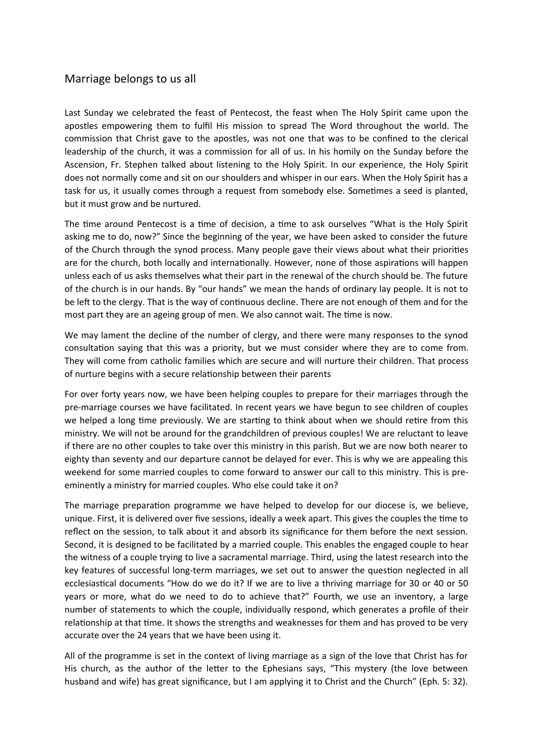## Marriage belongs to us all

Last Sunday we celebrated the feast of Pentecost, the feast when The Holy Spirit came upon the apostles empowering them to fulfil His mission to spread The Word throughout the world. The commission that Christ gave to the apostles, was not one that was to be confined to the clerical leadership of the church, it was a commission for all of us. In his homily on the Sunday before the Ascension, Fr. Stephen talked about listening to the Holy Spirit. In our experience, the Holy Spirit does not normally come and sit on our shoulders and whisper in our ears. When the Holy Spirit has a task for us, it usually comes through a request from somebody else. Sometimes a seed is planted, but it must grow and be nurtured.

The time around Pentecost is a time of decision, a time to ask ourselves "What is the Holy Spirit asking me to do, now?" Since the beginning of the year, we have been asked to consider the future of the Church through the synod process. Many people gave their views about what their priorities are for the church, both locally and internationally. However, none of those aspirations will happen unless each of us asks themselves what their part in the renewal of the church should be. The future of the church is in our hands. By "our hands" we mean the hands of ordinary lay people. It is not to be left to the clergy. That is the way of continuous decline. There are not enough of them and for the most part they are an ageing group of men. We also cannot wait. The time is now.

We may lament the decline of the number of clergy, and there were many responses to the synod consultation saying that this was a priority, but we must consider where they are to come from. They will come from catholic families which are secure and will nurture their children. That process of nurture begins with a secure relationship between their parents

For over forty years now, we have been helping couples to prepare for their marriages through the pre-marriage courses we have facilitated. In recent years we have begun to see children of couples we helped a long time previously. We are starting to think about when we should retire from this ministry. We will not be around for the grandchildren of previous couples! We are reluctant to leave if there are no other couples to take over this ministry in this parish. But we are now both nearer to eighty than seventy and our departure cannot be delayed for ever. This is why we are appealing this weekend for some married couples to come forward to answer our call to this ministry. This is pre-eminently a ministry for married couples. Who else could take it on?

The marriage preparation programme we have helped to develop for our diocese is, we believe, unique. First, it is delivered over five sessions, ideally a week apart. This gives the couples the time to reflect on the session, to talk about it and absorb its significance for them before the next session. Second, it is designed to be facilitated by a married couple. This enables the engaged couple to hear the witness of a couple trying to live a sacramental marriage. Third, using the latest research into the key features of successful long-term marriages, we set out to answer the question neglected in all ecclesiastical documents "How do we do it? If we are to live a thriving marriage for 30 or 40 or 50 years or more, what do we need to do to achieve that?" Fourth, we use an inventory, a large number of statements to which the couple, individually respond, which generates a profile of their relationship at that time. It shows the strengths and weaknesses for them and has proved to be very accurate over the 24 years that we have been using it.

All of the programme is set in the context of living marriage as a sign of the love that Christ has for His church, as the author of the letter to the Ephesians says, "This mystery (the love between husband and wife) has great significance, but I am applying it to Christ and the Church" (Eph. 5: 32).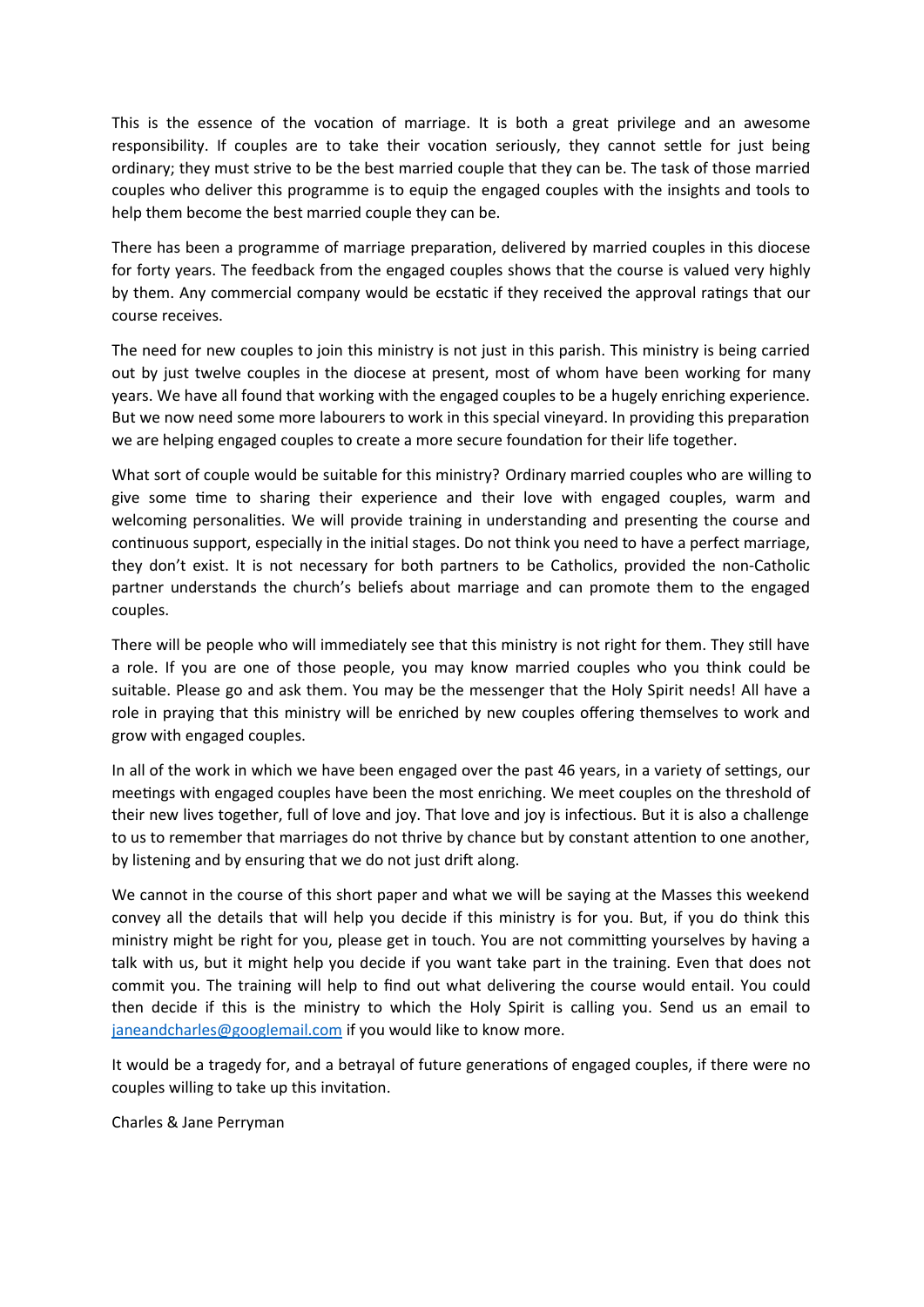This is the essence of the vocation of marriage. It is both a great privilege and an awesome responsibility. If couples are to take their vocation seriously, they cannot settle for just being ordinary; they must strive to be the best married couple that they can be. The task of those married couples who deliver this programme is to equip the engaged couples with the insights and tools to help them become the best married couple they can be.

There has been a programme of marriage preparation, delivered by married couples in this diocese for forty years. The feedback from the engaged couples shows that the course is valued very highly by them. Any commercial company would be ecstatic if they received the approval ratings that our course receives.

The need for new couples to join this ministry is not just in this parish. This ministry is being carried out by just twelve couples in the diocese at present, most of whom have been working for many years. We have all found that working with the engaged couples to be a hugely enriching experience. But we now need some more labourers to work in this special vineyard. In providing this preparation we are helping engaged couples to create a more secure foundation for their life together.

What sort of couple would be suitable for this ministry? Ordinary married couples who are willing to give some time to sharing their experience and their love with engaged couples, warm and welcoming personalities. We will provide training in understanding and presenting the course and continuous support, especially in the initial stages. Do not think you need to have a perfect marriage, they don't exist. It is not necessary for both partners to be Catholics, provided the non-Catholic partner understands the church's beliefs about marriage and can promote them to the engaged couples.

There will be people who will immediately see that this ministry is not right for them. They still have a role. If you are one of those people, you may know married couples who you think could be suitable. Please go and ask them. You may be the messenger that the Holy Spirit needs! All have a role in praying that this ministry will be enriched by new couples offering themselves to work and grow with engaged couples.

In all of the work in which we have been engaged over the past 46 years, in a variety of settings, our meetings with engaged couples have been the most enriching. We meet couples on the threshold of their new lives together, full of love and joy. That love and joy is infectious. But it is also a challenge to us to remember that marriages do not thrive by chance but by constant attention to one another, by listening and by ensuring that we do not just drift along.

We cannot in the course of this short paper and what we will be saying at the Masses this weekend convey all the details that will help you decide if this ministry is for you. But, if you do think this ministry might be right for you, please get in touch. You are not committing yourselves by having a talk with us, but it might help you decide if you want take part in the training. Even that does not commit you. The training will help to find out what delivering the course would entail. You could then decide if this is the ministry to which the Holy Spirit is calling you. Send us an email to janeandcharles@googlemail.com if you would like to know more.

It would be a tragedy for, and a betrayal of future generations of engaged couples, if there were no couples willing to take up this invitation.

Charles & Jane Perryman